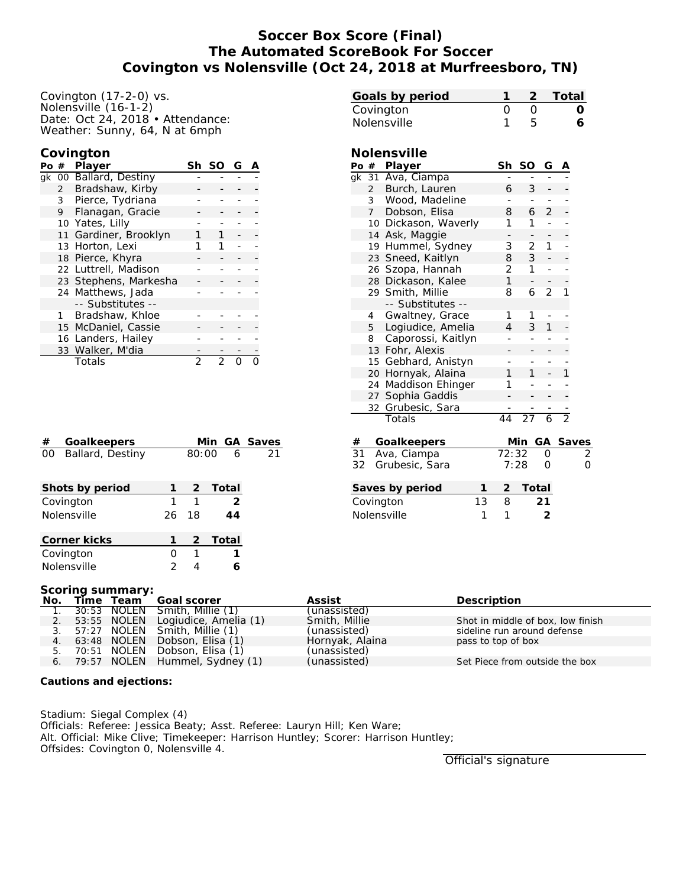# Soccer Box Score (Final)
## The Automated ScoreBook For Soccer
## Covington vs Nolensville (Oct 24, 2018 at Murfreesboro, TN)

Covington (17-2-0) vs.
Nolensville (16-1-2)
Date: Oct 24, 2018 • Attendance:
Weather: Sunny, 64, N at 6mph

| Goals by period | 1 | 2 | Total |
|---|---|---|---|
| Covington | 0 | 0 | **0** |
| Nolensville | 1 | 5 | **6** |

### Covington

| Po | # | Player | Sh | SO | G | A |
|---|---|---|---|---|---|---|
| gk | 00 | Ballard, Destiny | - | - | - | - |
| | 2 | Bradshaw, Kirby | - | - | - | - |
| | 3 | Pierce, Tydriana | - | - | - | - |
| | 9 | Flanagan, Gracie | - | - | - | - |
| | 10 | Yates, Lilly | - | - | - | - |
| | 11 | Gardiner, Brooklyn | 1 | 1 | - | - |
| | 13 | Horton, Lexi | 1 | 1 | - | - |
| | 18 | Pierce, Khyra | - | - | - | - |
| | 22 | Luttrell, Madison | - | - | - | - |
| | 23 | Stephens, Markesha | - | - | - | - |
| | 24 | Matthews, Jada | - | - | - | - |
| | | -- Substitutes -- | | | | |
| | 1 | Bradshaw, Khloe | - | - | - | - |
| | 15 | McDaniel, Cassie | - | - | - | - |
| | 16 | Landers, Hailey | - | - | - | - |
| | 33 | Walker, M'dia | - | - | - | - |
| | | Totals | 2 | 2 | 0 | 0 |

### Nolensville

| Po | # | Player | Sh | SO | G | A |
|---|---|---|---|---|---|---|
| gk | 31 | Ava, Ciampa | - | - | - | - |
| | 2 | Burch, Lauren | 6 | 3 | - | - |
| | 3 | Wood, Madeline | - | - | - | - |
| | 7 | Dobson, Elisa | 8 | 6 | 2 | - |
| | 10 | Dickason, Waverly | 1 | 1 | - | - |
| | 14 | Ask, Maggie | - | - | - | - |
| | 19 | Hummel, Sydney | 3 | 2 | 1 | - |
| | 23 | Sneed, Kaitlyn | 8 | 3 | - | - |
| | 26 | Szopa, Hannah | 2 | 1 | - | - |
| | 28 | Dickason, Kalee | 1 | - | - | - |
| | 29 | Smith, Millie | 8 | 6 | 2 | 1 |
| | | -- Substitutes -- | | | | |
| | 4 | Gwaltney, Grace | 1 | 1 | - | - |
| | 5 | Logiudice, Amelia | 4 | 3 | 1 | - |
| | 8 | Caporossi, Kaitlyn | - | - | - | - |
| | 13 | Fohr, Alexis | - | - | - | - |
| | 15 | Gebhard, Anistyn | - | - | - | - |
| | 20 | Hornyak, Alaina | 1 | 1 | - | 1 |
| | 24 | Maddison Ehinger | 1 | - | - | - |
| | 27 | Sophia Gaddis | - | - | - | - |
| | 32 | Grubesic, Sara | - | - | - | - |
| | | Totals | 44 | 27 | 6 | 2 |

| # | Goalkeepers | Min | GA | Saves |
|---|---|---|---|---|
| 00 | Ballard, Destiny | 80:00 | 6 | 21 |

| # | Goalkeepers | Min | GA | Saves |
|---|---|---|---|---|
| 31 | Ava, Ciampa | 72:32 | 0 | 2 |
| 32 | Grubesic, Sara | 7:28 | 0 | 0 |

| Shots by period | 1 | 2 | Total |
|---|---|---|---|
| Covington | 1 | 1 | **2** |
| Nolensville | 26 | 18 | **44** |

| Saves by period | 1 | 2 | Total |
|---|---|---|---|
| Covington | 13 | 8 | **21** |
| Nolensville | 1 | 1 | **2** |

| Corner kicks | 1 | 2 | Total |
|---|---|---|---|
| Covington | 0 | 1 | **1** |
| Nolensville | 2 | 4 | **6** |

**Scoring summary:**

| No. | Time | Team | Goal scorer | Assist | Description |
|---|---|---|---|---|---|
| 1. | 30:53 | NOLEN | Smith, Millie (1) | (unassisted) | |
| 2. | 53:55 | NOLEN | Logiudice, Amelia (1) | Smith, Millie | Shot in middle of box, low finish |
| 3. | 57:27 | NOLEN | Smith, Millie (1) | (unassisted) | sideline run around defense |
| 4. | 63:48 | NOLEN | Dobson, Elisa (1) | Hornyak, Alaina | pass to top of box |
| 5. | 70:51 | NOLEN | Dobson, Elisa (1) | (unassisted) | |
| 6. | 79:57 | NOLEN | Hummel, Sydney (1) | (unassisted) | Set Piece from outside the box |

**Cautions and ejections:**

Stadium: Siegal Complex (4)
Officials: Referee: Jessica Beaty; Asst. Referee: Lauryn Hill; Ken Ware;
Alt. Official: Mike Clive; Timekeeper: Harrison Huntley; Scorer: Harrison Huntley;
Offsides: Covington 0, Nolensville 4.

Official's signature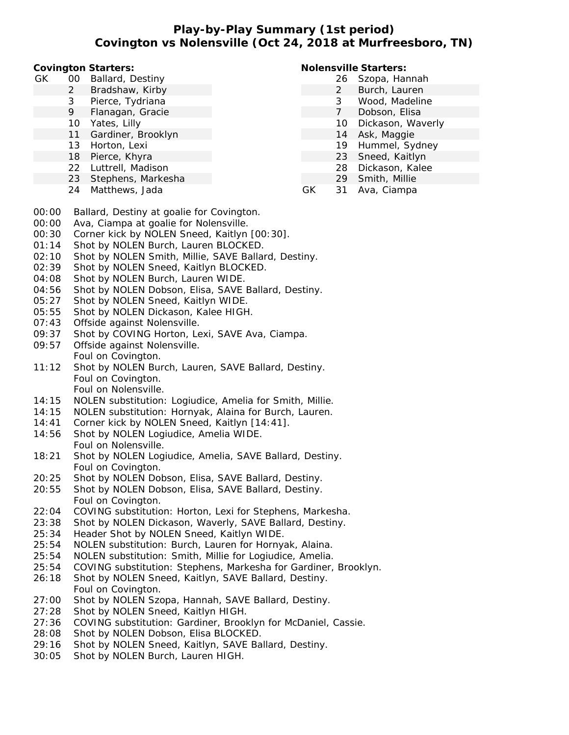# Play-by-Play Summary (1st period)
## Covington vs Nolensville (Oct 24, 2018 at Murfreesboro, TN)

**Covington Starters:**

| | # | Name |
|---|---|---|
| GK | 00 | Ballard, Destiny |
| | 2 | Bradshaw, Kirby |
| | 3 | Pierce, Tydriana |
| | 9 | Flanagan, Gracie |
| | 10 | Yates, Lilly |
| | 11 | Gardiner, Brooklyn |
| | 13 | Horton, Lexi |
| | 18 | Pierce, Khyra |
| | 22 | Luttrell, Madison |
| | 23 | Stephens, Markesha |
| | 24 | Matthews, Jada |

**Nolensville Starters:**

| | # | Name |
|---|---|---|
| | 26 | Szopa, Hannah |
| | 2 | Burch, Lauren |
| | 3 | Wood, Madeline |
| | 7 | Dobson, Elisa |
| | 10 | Dickason, Waverly |
| | 14 | Ask, Maggie |
| | 19 | Hummel, Sydney |
| | 23 | Sneed, Kaitlyn |
| | 28 | Dickason, Kalee |
| | 29 | Smith, Millie |
| GK | 31 | Ava, Ciampa |

| Time | Play |
|---|---|
| 00:00 | Ballard, Destiny at goalie for Covington. |
| 00:00 | Ava, Ciampa at goalie for Nolensville. |
| 00:30 | Corner kick by NOLEN Sneed, Kaitlyn [00:30]. |
| 01:14 | Shot by NOLEN Burch, Lauren BLOCKED. |
| 02:10 | Shot by NOLEN Smith, Millie, SAVE Ballard, Destiny. |
| 02:39 | Shot by NOLEN Sneed, Kaitlyn BLOCKED. |
| 04:08 | Shot by NOLEN Burch, Lauren WIDE. |
| 04:56 | Shot by NOLEN Dobson, Elisa, SAVE Ballard, Destiny. |
| 05:27 | Shot by NOLEN Sneed, Kaitlyn WIDE. |
| 05:55 | Shot by NOLEN Dickason, Kalee HIGH. |
| 07:43 | Offside against Nolensville. |
| 09:37 | Shot by COVING Horton, Lexi, SAVE Ava, Ciampa. |
| 09:57 | Offside against Nolensville. |
| | Foul on Covington. |
| 11:12 | Shot by NOLEN Burch, Lauren, SAVE Ballard, Destiny. |
| | Foul on Covington. |
| | Foul on Nolensville. |
| 14:15 | NOLEN substitution: Logiudice, Amelia for Smith, Millie. |
| 14:15 | NOLEN substitution: Hornyak, Alaina for Burch, Lauren. |
| 14:41 | Corner kick by NOLEN Sneed, Kaitlyn [14:41]. |
| 14:56 | Shot by NOLEN Logiudice, Amelia WIDE. |
| | Foul on Nolensville. |
| 18:21 | Shot by NOLEN Logiudice, Amelia, SAVE Ballard, Destiny. |
| | Foul on Covington. |
| 20:25 | Shot by NOLEN Dobson, Elisa, SAVE Ballard, Destiny. |
| 20:55 | Shot by NOLEN Dobson, Elisa, SAVE Ballard, Destiny. |
| | Foul on Covington. |
| 22:04 | COVING substitution: Horton, Lexi for Stephens, Markesha. |
| 23:38 | Shot by NOLEN Dickason, Waverly, SAVE Ballard, Destiny. |
| 25:34 | Header Shot by NOLEN Sneed, Kaitlyn WIDE. |
| 25:54 | NOLEN substitution: Burch, Lauren for Hornyak, Alaina. |
| 25:54 | NOLEN substitution: Smith, Millie for Logiudice, Amelia. |
| 25:54 | COVING substitution: Stephens, Markesha for Gardiner, Brooklyn. |
| 26:18 | Shot by NOLEN Sneed, Kaitlyn, SAVE Ballard, Destiny. |
| | Foul on Covington. |
| 27:00 | Shot by NOLEN Szopa, Hannah, SAVE Ballard, Destiny. |
| 27:28 | Shot by NOLEN Sneed, Kaitlyn HIGH. |
| 27:36 | COVING substitution: Gardiner, Brooklyn for McDaniel, Cassie. |
| 28:08 | Shot by NOLEN Dobson, Elisa BLOCKED. |
| 29:16 | Shot by NOLEN Sneed, Kaitlyn, SAVE Ballard, Destiny. |
| 30:05 | Shot by NOLEN Burch, Lauren HIGH. |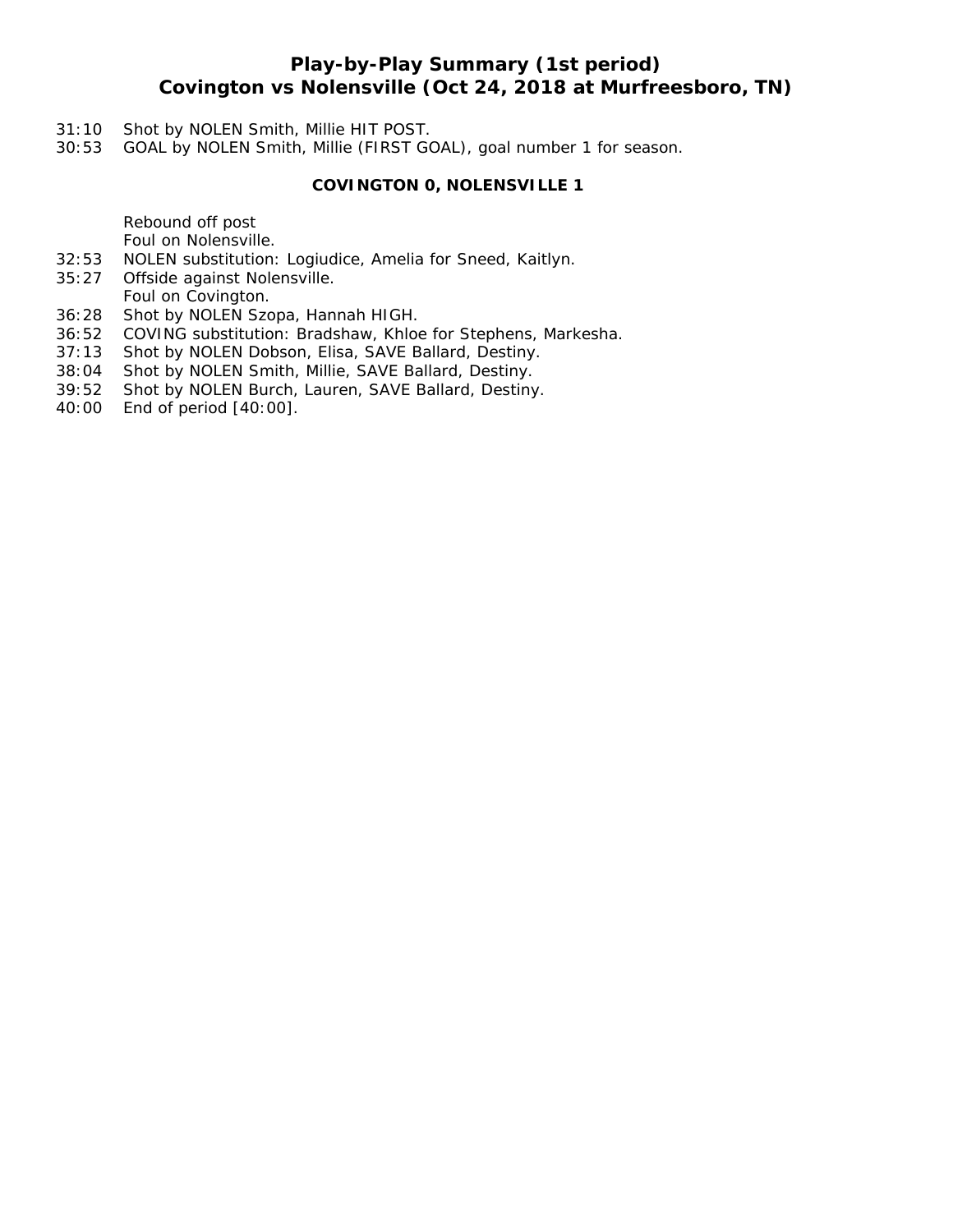# Play-by-Play Summary (1st period)
## Covington vs Nolensville (Oct 24, 2018 at Murfreesboro, TN)

31:10 Shot by NOLEN Smith, Millie HIT POST.
30:53 GOAL by NOLEN Smith, Millie (FIRST GOAL), goal number 1 for season.

**COVINGTON 0, NOLENSVILLE 1**

Rebound off post
Foul on Nolensville.
32:53 NOLEN substitution: Logiudice, Amelia for Sneed, Kaitlyn.
35:27 Offside against Nolensville.
Foul on Covington.
36:28 Shot by NOLEN Szopa, Hannah HIGH.
36:52 COVING substitution: Bradshaw, Khloe for Stephens, Markesha.
37:13 Shot by NOLEN Dobson, Elisa, SAVE Ballard, Destiny.
38:04 Shot by NOLEN Smith, Millie, SAVE Ballard, Destiny.
39:52 Shot by NOLEN Burch, Lauren, SAVE Ballard, Destiny.
40:00 End of period [40:00].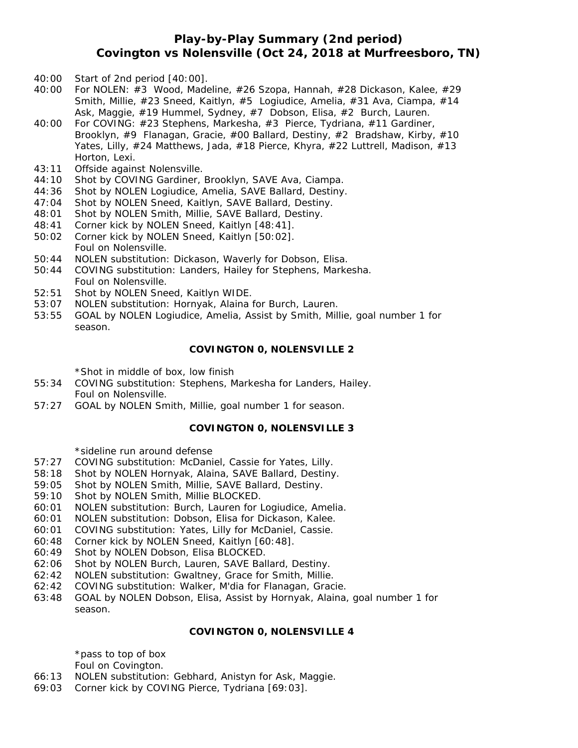## Play-by-Play Summary (2nd period)
## Covington vs Nolensville (Oct 24, 2018 at Murfreesboro, TN)

40:00 Start of 2nd period [40:00].
40:00 For NOLEN: #3 Wood, Madeline, #26 Szopa, Hannah, #28 Dickason, Kalee, #29 Smith, Millie, #23 Sneed, Kaitlyn, #5 Logiudice, Amelia, #31 Ava, Ciampa, #14 Ask, Maggie, #19 Hummel, Sydney, #7 Dobson, Elisa, #2 Burch, Lauren.
40:00 For COVING: #23 Stephens, Markesha, #3 Pierce, Tydriana, #11 Gardiner, Brooklyn, #9 Flanagan, Gracie, #00 Ballard, Destiny, #2 Bradshaw, Kirby, #10 Yates, Lilly, #24 Matthews, Jada, #18 Pierce, Khyra, #22 Luttrell, Madison, #13 Horton, Lexi.
43:11 Offside against Nolensville.
44:10 Shot by COVING Gardiner, Brooklyn, SAVE Ava, Ciampa.
44:36 Shot by NOLEN Logiudice, Amelia, SAVE Ballard, Destiny.
47:04 Shot by NOLEN Sneed, Kaitlyn, SAVE Ballard, Destiny.
48:01 Shot by NOLEN Smith, Millie, SAVE Ballard, Destiny.
48:41 Corner kick by NOLEN Sneed, Kaitlyn [48:41].
50:02 Corner kick by NOLEN Sneed, Kaitlyn [50:02].
Foul on Nolensville.
50:44 NOLEN substitution: Dickason, Waverly for Dobson, Elisa.
50:44 COVING substitution: Landers, Hailey for Stephens, Markesha.
Foul on Nolensville.
52:51 Shot by NOLEN Sneed, Kaitlyn WIDE.
53:07 NOLEN substitution: Hornyak, Alaina for Burch, Lauren.
53:55 GOAL by NOLEN Logiudice, Amelia, Assist by Smith, Millie, goal number 1 for season.

**COVINGTON 0, NOLENSVILLE 2**

*Shot in middle of box, low finish
55:34 COVING substitution: Stephens, Markesha for Landers, Hailey.
Foul on Nolensville.
57:27 GOAL by NOLEN Smith, Millie, goal number 1 for season.

**COVINGTON 0, NOLENSVILLE 3**

*sideline run around defense
57:27 COVING substitution: McDaniel, Cassie for Yates, Lilly.
58:18 Shot by NOLEN Hornyak, Alaina, SAVE Ballard, Destiny.
59:05 Shot by NOLEN Smith, Millie, SAVE Ballard, Destiny.
59:10 Shot by NOLEN Smith, Millie BLOCKED.
60:01 NOLEN substitution: Burch, Lauren for Logiudice, Amelia.
60:01 NOLEN substitution: Dobson, Elisa for Dickason, Kalee.
60:01 COVING substitution: Yates, Lilly for McDaniel, Cassie.
60:48 Corner kick by NOLEN Sneed, Kaitlyn [60:48].
60:49 Shot by NOLEN Dobson, Elisa BLOCKED.
62:06 Shot by NOLEN Burch, Lauren, SAVE Ballard, Destiny.
62:42 NOLEN substitution: Gwaltney, Grace for Smith, Millie.
62:42 COVING substitution: Walker, M'dia for Flanagan, Gracie.
63:48 GOAL by NOLEN Dobson, Elisa, Assist by Hornyak, Alaina, goal number 1 for season.

**COVINGTON 0, NOLENSVILLE 4**

*pass to top of box
Foul on Covington.
66:13 NOLEN substitution: Gebhard, Anistyn for Ask, Maggie.
69:03 Corner kick by COVING Pierce, Tydriana [69:03].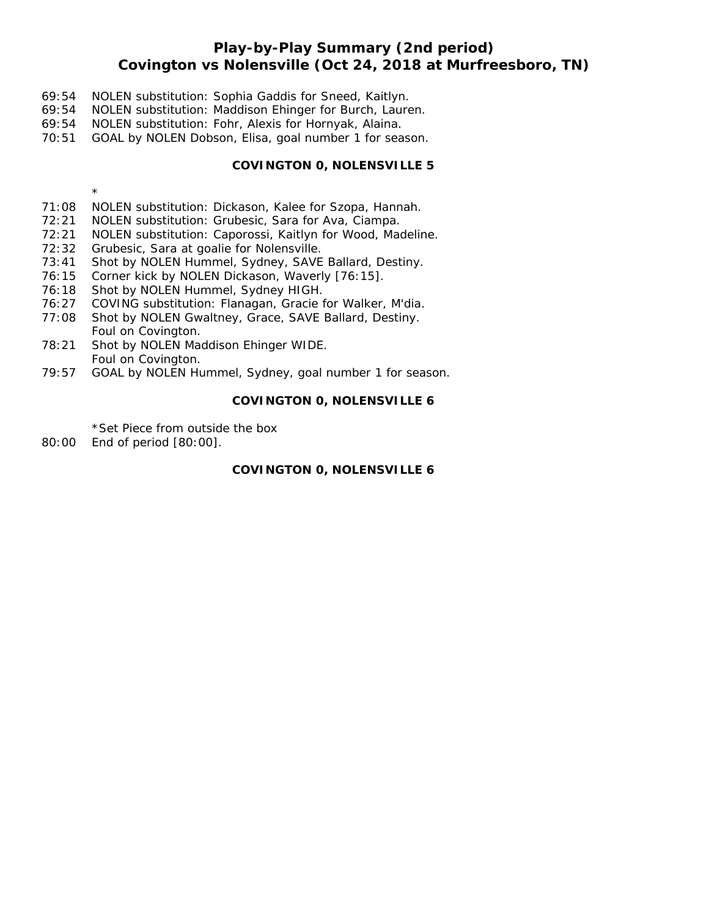## Play-by-Play Summary (2nd period)
## Covington vs Nolensville (Oct 24, 2018 at Murfreesboro, TN)

69:54 NOLEN substitution: Sophia Gaddis for Sneed, Kaitlyn.
69:54 NOLEN substitution: Maddison Ehinger for Burch, Lauren.
69:54 NOLEN substitution: Fohr, Alexis for Hornyak, Alaina.
70:51 GOAL by NOLEN Dobson, Elisa, goal number 1 for season.

**COVINGTON 0, NOLENSVILLE 5**

*

71:08 NOLEN substitution: Dickason, Kalee for Szopa, Hannah.
72:21 NOLEN substitution: Grubesic, Sara for Ava, Ciampa.
72:21 NOLEN substitution: Caporossi, Kaitlyn for Wood, Madeline.
72:32 Grubesic, Sara at goalie for Nolensville.
73:41 Shot by NOLEN Hummel, Sydney, SAVE Ballard, Destiny.
76:15 Corner kick by NOLEN Dickason, Waverly [76:15].
76:18 Shot by NOLEN Hummel, Sydney HIGH.
76:27 COVING substitution: Flanagan, Gracie for Walker, M'dia.
77:08 Shot by NOLEN Gwaltney, Grace, SAVE Ballard, Destiny.
Foul on Covington.
78:21 Shot by NOLEN Maddison Ehinger WIDE.
Foul on Covington.
79:57 GOAL by NOLEN Hummel, Sydney, goal number 1 for season.

**COVINGTON 0, NOLENSVILLE 6**

*Set Piece from outside the box

80:00 End of period [80:00].

**COVINGTON 0, NOLENSVILLE 6**